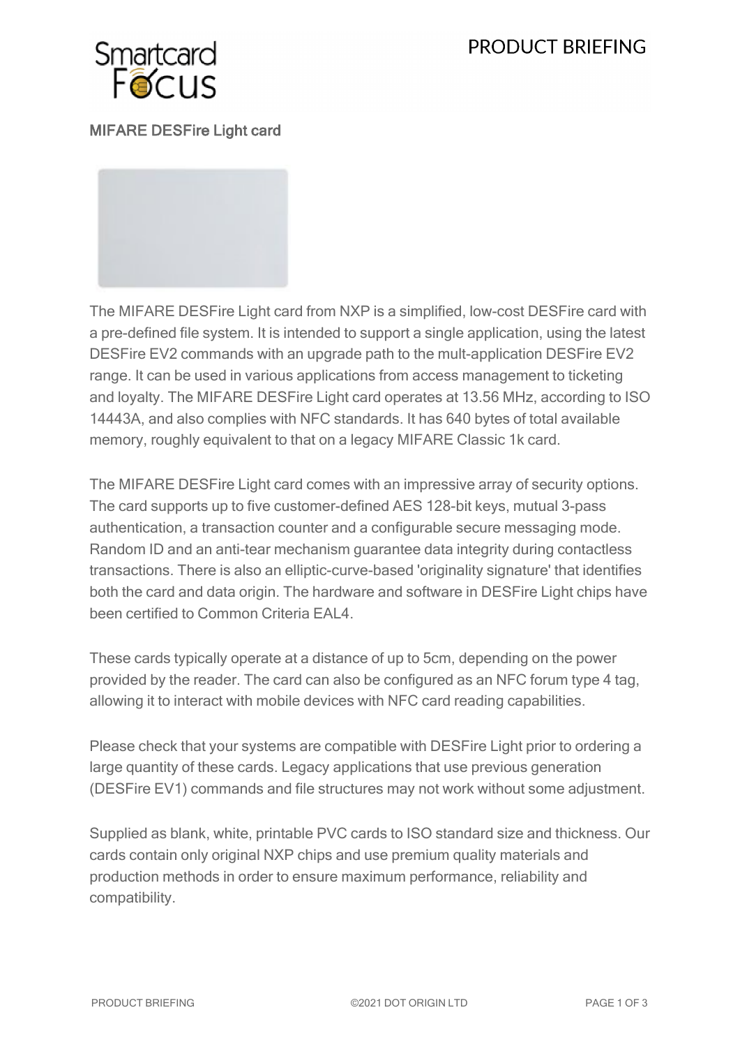# MIFARE DESFire Light card

The MIFARE DESFire Light card from NXP is a simplified, low-cost DESFire card with a pre-defined file system. It is intended to support a single application, using the latest DESFire EV2 commands with an upgrade path to the mult-application DESFire EV2 range. It can be used in various applications from access management to ticketing and loyalty. The MIFARE DESFire Light card operates at 13.56 MHz, according to ISO 14443A, and also complies with NFC standards. It has 640 bytes of total available memory, roughly equivalent to that on a legacy MIFARE Classic 1k card.

The MIFARE DESFire Light card comes with an impressive array of security options. The card supports up to five customer-defined AES 128-bit keys, mutual 3-pass authentication, a transaction counter and a configurable secure messaging mode. Random ID and an anti-tear mechanism guarantee data integrity during contactless transactions. There is also an elliptic-curve-based 'originality signature' that identifies both the card and data origin. The hardware and software in DESFire Light chips have been certified to Common Criteria EAL4.

These cards typically operate at a distance of up to 5cm, depending on the power provided by the reader. The card can also be configured as an NFC forum type 4 tag, allowing it to interact with mobile devices with NFC card reading capabilities.

Please check that your systems are compatible with DESFire Light prior to ordering a large quantity of these cards. Legacy applications that use previous generation (DESFire EV1) commands and file structures may not work without some adjustment.

Supplied as blank, white, printable PVC cards to ISO standard size and thickness. Our cards contain only original NXP chips and use premium quality materials and production methods in order to ensure maximum performance, reliability and compatibility.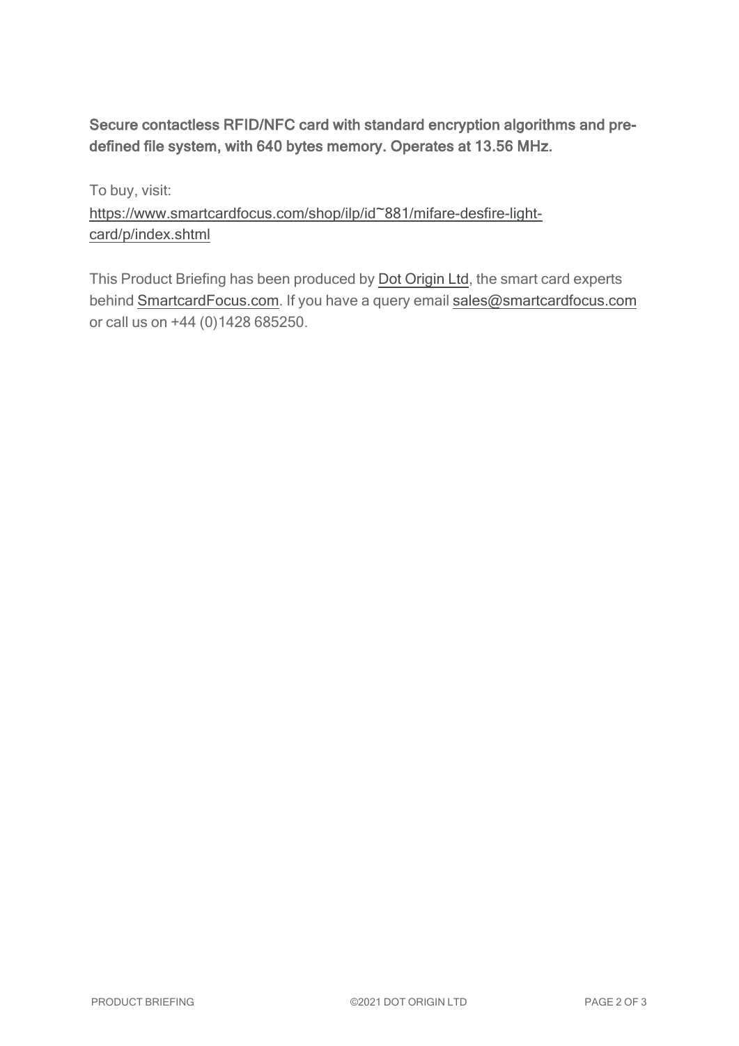**Secure contactless RFID/NFC card with standard encryption algorithms and pre-defined file system, with 640 bytes memory. Operates at 13.56 MHz.**

To buy, visit:
[https://www.smartcardfocus.com/shop/ilp/id~881/mifare-desfire-light-card/p/index.shtml](https://www.smartcardfocus.com/shop/ilp/id~881/mifare-desfire-light-card/p/index.shtml)

This Product Briefing has been produced by [Dot Origin Ltd](), the smart card experts behind [SmartcardFocus.com](). If you have a query email [sales@smartcardfocus.com]() or call us on +44 (0)1428 685250.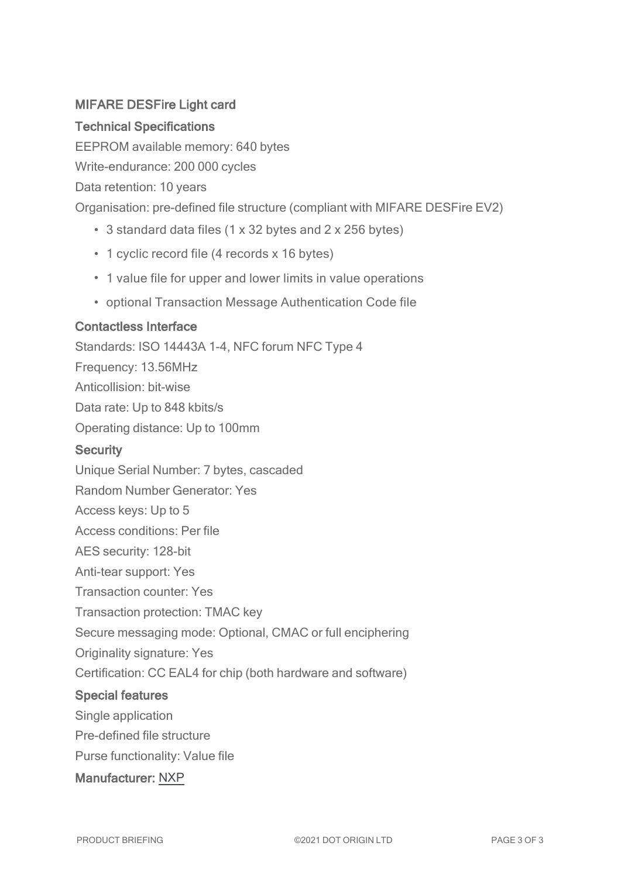## MIFARE DESFire Light card

### Technical Specifications

EEPROM available memory: 640 bytes

Write-endurance: 200 000 cycles

Data retention: 10 years

Organisation: pre-defined file structure (compliant with MIFARE DESFire EV2)

- 3 standard data files (1 x 32 bytes and 2 x 256 bytes)
- 1 cyclic record file (4 records x 16 bytes)
- 1 value file for upper and lower limits in value operations
- optional Transaction Message Authentication Code file

### Contactless Interface

Standards: ISO 14443A 1-4, NFC forum NFC Type 4

Frequency: 13.56MHz

Anticollision: bit-wise

Data rate: Up to 848 kbits/s

Operating distance: Up to 100mm

### Security

Unique Serial Number: 7 bytes, cascaded

Random Number Generator: Yes

Access keys: Up to 5

Access conditions: Per file

AES security: 128-bit

Anti-tear support: Yes

Transaction counter: Yes

Transaction protection: TMAC key

Secure messaging mode: Optional, CMAC or full enciphering

Originality signature: Yes

Certification: CC EAL4 for chip (both hardware and software)

### Special features

Single application

Pre-defined file structure

Purse functionality: Value file

### Manufacturer: NXP